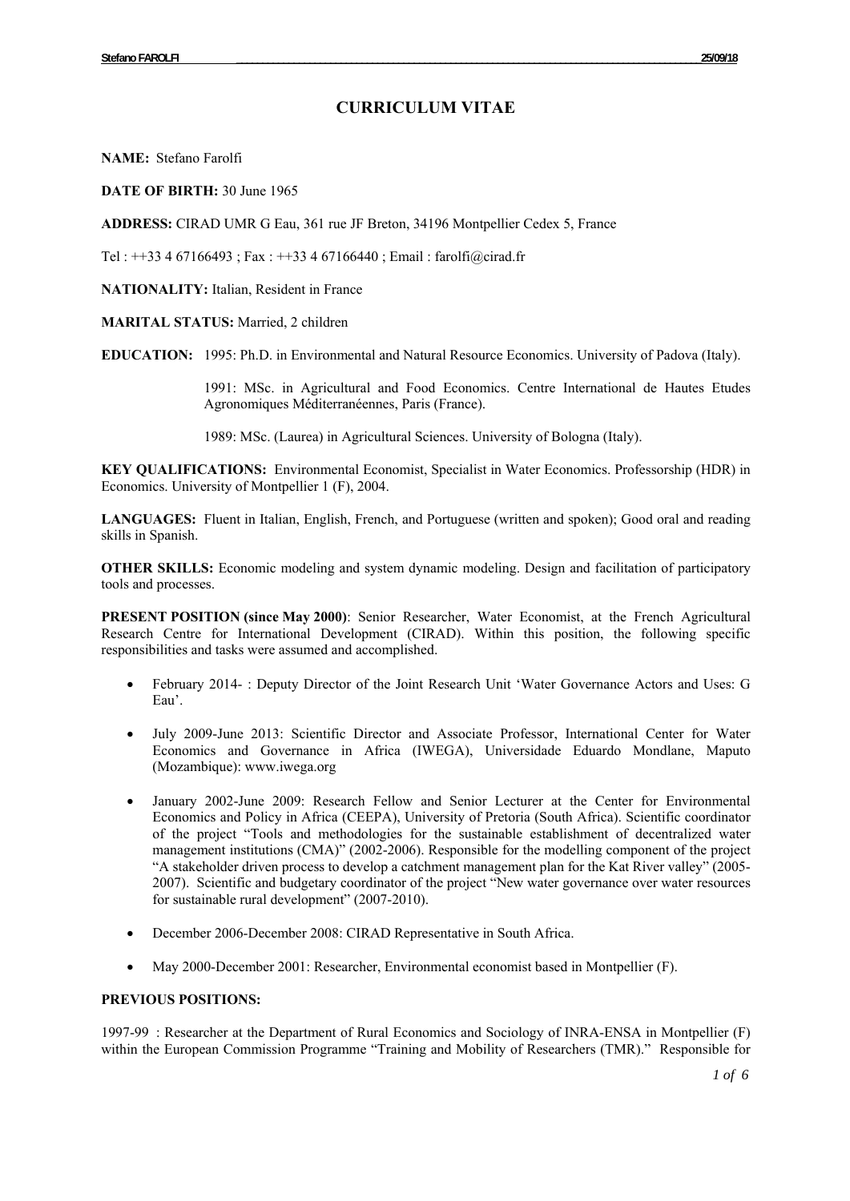# CURRICULUM VITAE

**NAME:** Stefano Farolfi

**DATE OF BIRTH:** 30 June 1965

**ADDRESS:** CIRAD UMR G Eau, 361 rue JF Breton, 34196 Montpellier Cedex 5, France

Tel : ++33 4 67166493 ; Fax : ++33 4 67166440 ; Email : farolfi@cirad.fr

**NATIONALITY:** Italian, Resident in France

**MARITAL STATUS:** Married, 2 children

**EDUCATION:** 1995: Ph.D. in Environmental and Natural Resource Economics. University of Padova (Italy).

1991: MSc. in Agricultural and Food Economics. Centre International de Hautes Etudes Agronomiques Méditerranéennes, Paris (France).

1989: MSc. (Laurea) in Agricultural Sciences. University of Bologna (Italy).

**KEY QUALIFICATIONS:** Environmental Economist, Specialist in Water Economics. Professorship (HDR) in Economics. University of Montpellier 1 (F), 2004.

**LANGUAGES:** Fluent in Italian, English, French, and Portuguese (written and spoken); Good oral and reading skills in Spanish.

**OTHER SKILLS:** Economic modeling and system dynamic modeling. Design and facilitation of participatory tools and processes.

**PRESENT POSITION (since May 2000)**: Senior Researcher, Water Economist, at the French Agricultural Research Centre for International Development (CIRAD). Within this position, the following specific responsibilities and tasks were assumed and accomplished.

- February 2014- : Deputy Director of the Joint Research Unit 'Water Governance Actors and Uses: G Eau'.
- July 2009-June 2013: Scientific Director and Associate Professor, International Center for Water Economics and Governance in Africa (IWEGA), Universidade Eduardo Mondlane, Maputo (Mozambique): www.iwega.org
- January 2002-June 2009: Research Fellow and Senior Lecturer at the Center for Environmental Economics and Policy in Africa (CEEPA), University of Pretoria (South Africa). Scientific coordinator of the project "Tools and methodologies for the sustainable establishment of decentralized water management institutions (CMA)" (2002-2006). Responsible for the modelling component of the project "A stakeholder driven process to develop a catchment management plan for the Kat River valley" (2005-2007). Scientific and budgetary coordinator of the project "New water governance over water resources for sustainable rural development" (2007-2010).
- December 2006-December 2008: CIRAD Representative in South Africa.
- May 2000-December 2001: Researcher, Environmental economist based in Montpellier (F).

**PREVIOUS POSITIONS:**

1997-99 : Researcher at the Department of Rural Economics and Sociology of INRA-ENSA in Montpellier (F) within the European Commission Programme "Training and Mobility of Researchers (TMR)." Responsible for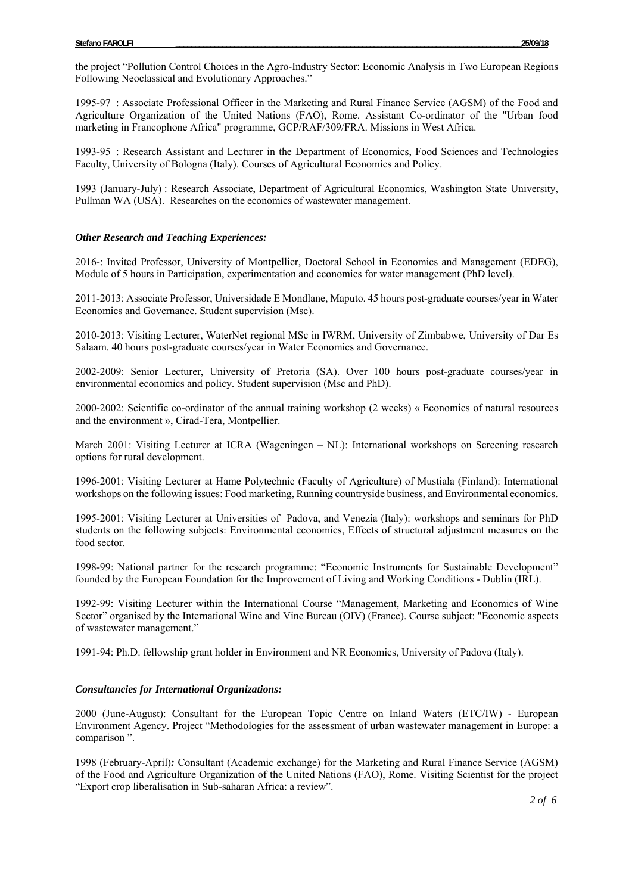the project “Pollution Control Choices in the Agro-Industry Sector: Economic Analysis in Two European Regions Following Neoclassical and Evolutionary Approaches.”

1995-97 : Associate Professional Officer in the Marketing and Rural Finance Service (AGSM) of the Food and Agriculture Organization of the United Nations (FAO), Rome. Assistant Co-ordinator of the "Urban food marketing in Francophone Africa" programme, GCP/RAF/309/FRA. Missions in West Africa.

1993-95 : Research Assistant and Lecturer in the Department of Economics, Food Sciences and Technologies Faculty, University of Bologna (Italy). Courses of Agricultural Economics and Policy.

1993 (January-July) : Research Associate, Department of Agricultural Economics, Washington State University, Pullman WA (USA). Researches on the economics of wastewater management.

### *Other Research and Teaching Experiences:*

2016-: Invited Professor, University of Montpellier, Doctoral School in Economics and Management (EDEG), Module of 5 hours in Participation, experimentation and economics for water management (PhD level).

2011-2013: Associate Professor, Universidade E Mondlane, Maputo. 45 hours post-graduate courses/year in Water Economics and Governance. Student supervision (Msc).

2010-2013: Visiting Lecturer, WaterNet regional MSc in IWRM, University of Zimbabwe, University of Dar Es Salaam. 40 hours post-graduate courses/year in Water Economics and Governance.

2002-2009: Senior Lecturer, University of Pretoria (SA). Over 100 hours post-graduate courses/year in environmental economics and policy. Student supervision (Msc and PhD).

2000-2002: Scientific co-ordinator of the annual training workshop (2 weeks) « Economics of natural resources and the environment », Cirad-Tera, Montpellier.

March 2001: Visiting Lecturer at ICRA (Wageningen – NL): International workshops on Screening research options for rural development.

1996-2001: Visiting Lecturer at Hame Polytechnic (Faculty of Agriculture) of Mustiala (Finland): International workshops on the following issues: Food marketing, Running countryside business, and Environmental economics.

1995-2001: Visiting Lecturer at Universities of Padova, and Venezia (Italy): workshops and seminars for PhD students on the following subjects: Environmental economics, Effects of structural adjustment measures on the food sector.

1998-99: National partner for the research programme: “Economic Instruments for Sustainable Development” founded by the European Foundation for the Improvement of Living and Working Conditions - Dublin (IRL).

1992-99: Visiting Lecturer within the International Course “Management, Marketing and Economics of Wine Sector” organised by the International Wine and Vine Bureau (OIV) (France). Course subject: "Economic aspects of wastewater management.”

1991-94: Ph.D. fellowship grant holder in Environment and NR Economics, University of Padova (Italy).

### *Consultancies for International Organizations:*

2000 (June-August): Consultant for the European Topic Centre on Inland Waters (ETC/IW) - European Environment Agency. Project “Methodologies for the assessment of urban wastewater management in Europe: a comparison ”.

1998 (February-April)*:* Consultant (Academic exchange) for the Marketing and Rural Finance Service (AGSM) of the Food and Agriculture Organization of the United Nations (FAO), Rome. Visiting Scientist for the project “Export crop liberalisation in Sub-saharan Africa: a review”.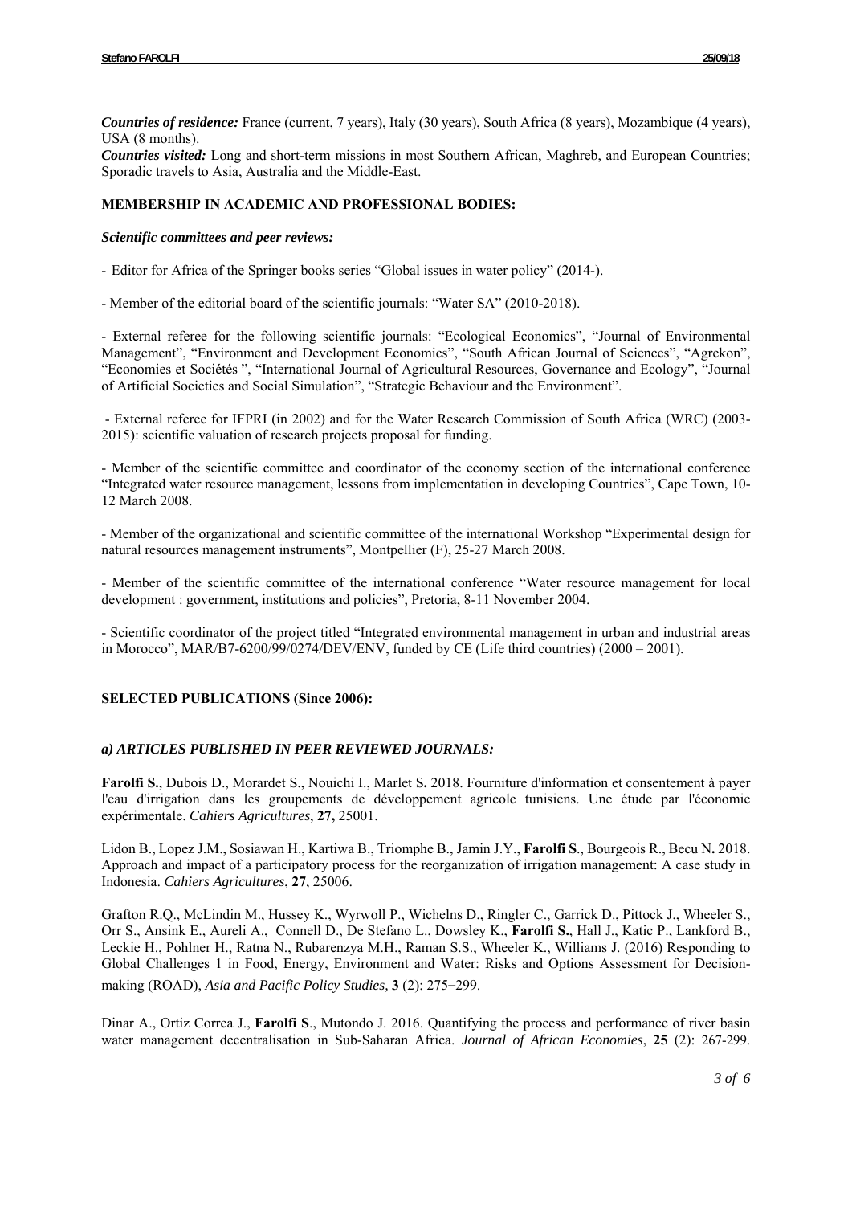***Countries of residence:*** France (current, 7 years), Italy (30 years), South Africa (8 years), Mozambique (4 years), USA (8 months).

***Countries visited:*** Long and short-term missions in most Southern African, Maghreb, and European Countries; Sporadic travels to Asia, Australia and the Middle-East.

## MEMBERSHIP IN ACADEMIC AND PROFESSIONAL BODIES:

***Scientific committees and peer reviews:***

- Editor for Africa of the Springer books series "Global issues in water policy" (2014-).

- Member of the editorial board of the scientific journals: "Water SA" (2010-2018).

- External referee for the following scientific journals: "Ecological Economics", "Journal of Environmental Management", "Environment and Development Economics", "South African Journal of Sciences", "Agrekon", "Economies et Sociétés ", "International Journal of Agricultural Resources, Governance and Ecology", "Journal of Artificial Societies and Social Simulation", "Strategic Behaviour and the Environment".

- External referee for IFPRI (in 2002) and for the Water Research Commission of South Africa (WRC) (2003-2015): scientific valuation of research projects proposal for funding.

- Member of the scientific committee and coordinator of the economy section of the international conference "Integrated water resource management, lessons from implementation in developing Countries", Cape Town, 10-12 March 2008.

- Member of the organizational and scientific committee of the international Workshop "Experimental design for natural resources management instruments", Montpellier (F), 25-27 March 2008.

- Member of the scientific committee of the international conference "Water resource management for local development : government, institutions and policies", Pretoria, 8-11 November 2004.

- Scientific coordinator of the project titled "Integrated environmental management in urban and industrial areas in Morocco", MAR/B7-6200/99/0274/DEV/ENV, funded by CE (Life third countries) (2000 – 2001).

## SELECTED PUBLICATIONS (Since 2006):

### *a) ARTICLES PUBLISHED IN PEER REVIEWED JOURNALS:*

**Farolfi S.**, Dubois D., Morardet S., Nouichi I., Marlet S**.** 2018. Fourniture d'information et consentement à payer l'eau d'irrigation dans les groupements de développement agricole tunisiens. Une étude par l'économie expérimentale. *Cahiers Agricultures*, **27,** 25001.

Lidon B., Lopez J.M., Sosiawan H., Kartiwa B., Triomphe B., Jamin J.Y., **Farolfi S**., Bourgeois R., Becu N**.** 2018. Approach and impact of a participatory process for the reorganization of irrigation management: A case study in Indonesia. *Cahiers Agricultures*, **27**, 25006.

Grafton R.Q., McLindin M., Hussey K., Wyrwoll P., Wichelns D., Ringler C., Garrick D., Pittock J., Wheeler S., Orr S., Ansink E., Aureli A., Connell D., De Stefano L., Dowsley K., **Farolfi S.**, Hall J., Katic P., Lankford B., Leckie H., Pohlner H., Ratna N., Rubarenzya M.H., Raman S.S., Wheeler K., Williams J. (2016) Responding to Global Challenges 1 in Food, Energy, Environment and Water: Risks and Options Assessment for Decision-making (ROAD), *Asia and Pacific Policy Studies,* **3** (2): 275–299.

Dinar A., Ortiz Correa J., **Farolfi S**., Mutondo J. 2016. Quantifying the process and performance of river basin water management decentralisation in Sub-Saharan Africa. *Journal of African Economies*, **25** (2): 267-299.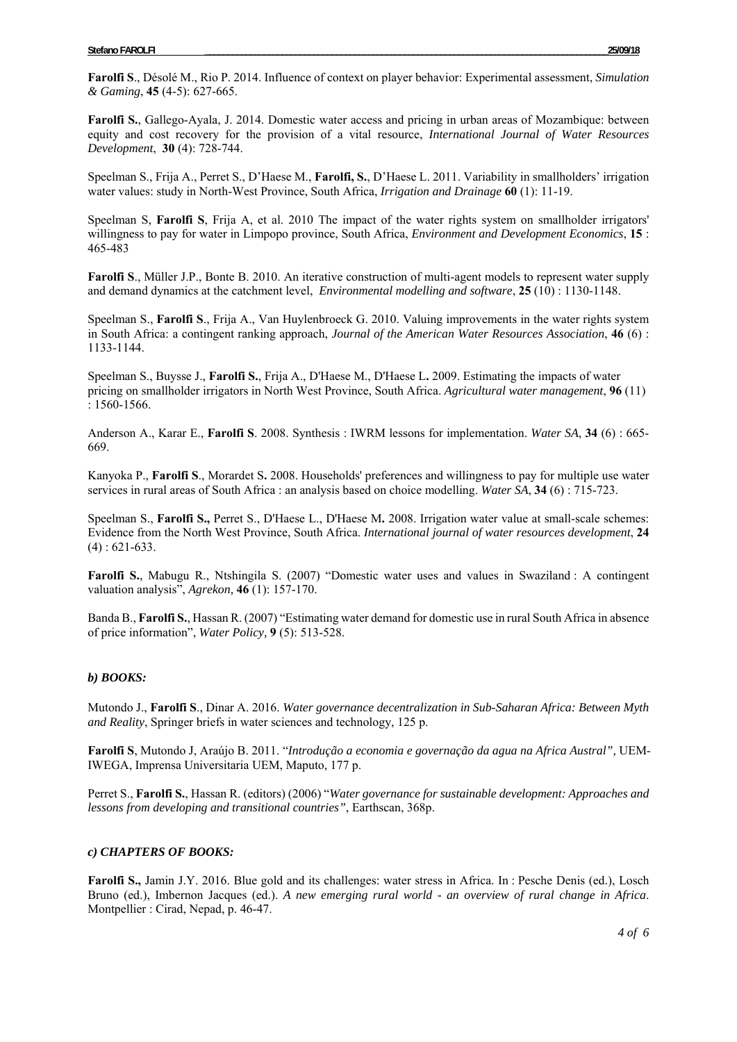**Farolfi S**., Désolé M., Rio P. 2014. Influence of context on player behavior: Experimental assessment, *Simulation & Gaming*, **45** (4-5): 627-665.

**Farolfi S.**, Gallego-Ayala, J. 2014. Domestic water access and pricing in urban areas of Mozambique: between equity and cost recovery for the provision of a vital resource, *International Journal of Water Resources Development*, **30** (4): 728-744.

Speelman S., Frija A., Perret S., D'Haese M., **Farolfi, S.**, D'Haese L. 2011. Variability in smallholders' irrigation water values: study in North-West Province, South Africa, *Irrigation and Drainage* **60** (1): 11-19.

Speelman S, **Farolfi S**, Frija A, et al. 2010 The impact of the water rights system on smallholder irrigators' willingness to pay for water in Limpopo province, South Africa, *Environment and Development Economics*, **15** : 465-483

**Farolfi S**., Müller J.P., Bonte B. 2010. An iterative construction of multi-agent models to represent water supply and demand dynamics at the catchment level, *Environmental modelling and software*, **25** (10) : 1130-1148.

Speelman S., **Farolfi S**., Frija A., Van Huylenbroeck G. 2010. Valuing improvements in the water rights system in South Africa: a contingent ranking approach, *Journal of the American Water Resources Association*, **46** (6) : 1133-1144.

Speelman S., Buysse J., **Farolfi S.**, Frija A., D'Haese M., D'Haese L**.** 2009. Estimating the impacts of water pricing on smallholder irrigators in North West Province, South Africa. *Agricultural water management*, **96** (11) : 1560-1566.

Anderson A., Karar E., **Farolfi S**. 2008. Synthesis : IWRM lessons for implementation. *Water SA*, **34** (6) : 665-669.

Kanyoka P., **Farolfi S**., Morardet S**.** 2008. Households' preferences and willingness to pay for multiple use water services in rural areas of South Africa : an analysis based on choice modelling. *Water SA*, **34** (6) : 715-723.

Speelman S., **Farolfi S.,** Perret S., D'Haese L., D'Haese M**.** 2008. Irrigation water value at small-scale schemes: Evidence from the North West Province, South Africa. *International journal of water resources development*, **24** (4) : 621-633.

**Farolfi S.**, Mabugu R., Ntshingila S. (2007) "Domestic water uses and values in Swaziland : A contingent valuation analysis", *Agrekon,* **46** (1): 157-170.

Banda B., **Farolfi S.**, Hassan R. (2007) "Estimating water demand for domestic use in rural South Africa in absence of price information", *Water Policy,* **9** (5): 513-528.

### *b) BOOKS:*

Mutondo J., **Farolfi S**., Dinar A. 2016. *Water governance decentralization in Sub-Saharan Africa: Between Myth and Reality*, Springer briefs in water sciences and technology, 125 p.

**Farolfi S**, Mutondo J, Araújo B. 2011. "*Introdução a economia e governação da agua na Africa Austral",* UEM-IWEGA, Imprensa Universitaria UEM, Maputo, 177 p.

Perret S., **Farolfi S.**, Hassan R. (editors) (2006) "*Water governance for sustainable development: Approaches and lessons from developing and transitional countries"*, Earthscan, 368p.

### *c) CHAPTERS OF BOOKS:*

**Farolfi S.,** Jamin J.Y. 2016. Blue gold and its challenges: water stress in Africa. In : Pesche Denis (ed.), Losch Bruno (ed.), Imbernon Jacques (ed.). *A new emerging rural world - an overview of rural change in Africa*. Montpellier : Cirad, Nepad, p. 46-47.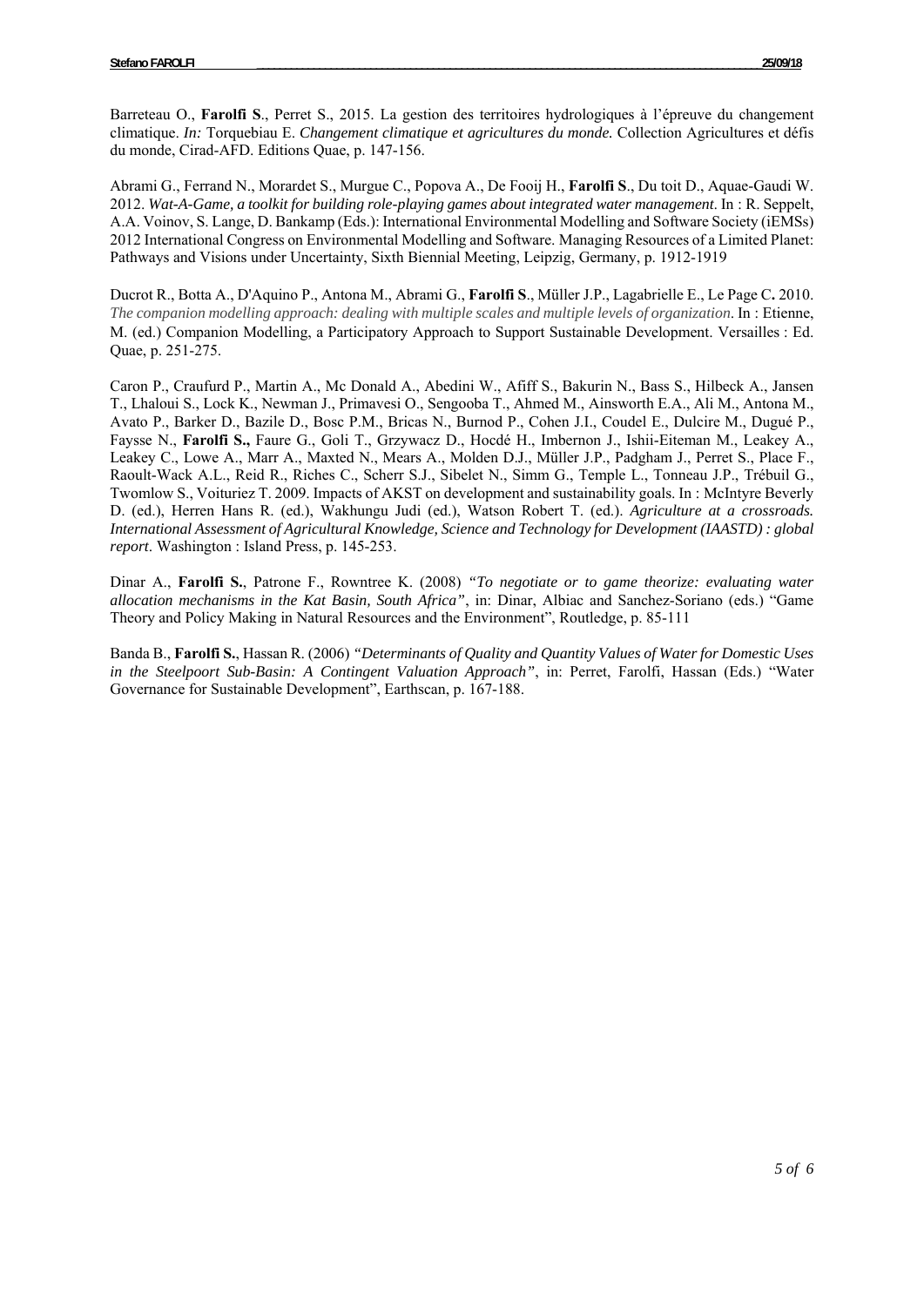Barreteau O., **Farolfi S**., Perret S., 2015. La gestion des territoires hydrologiques à l'épreuve du changement climatique. *In:* Torquebiau E. *Changement climatique et agricultures du monde.* Collection Agricultures et défis du monde, Cirad-AFD. Editions Quae, p. 147-156.

Abrami G., Ferrand N., Morardet S., Murgue C., Popova A., De Fooij H., **Farolfi S**., Du toit D., Aquae-Gaudi W. 2012. *Wat-A-Game, a toolkit for building role-playing games about integrated water management*. In : R. Seppelt, A.A. Voinov, S. Lange, D. Bankamp (Eds.): International Environmental Modelling and Software Society (iEMSs) 2012 International Congress on Environmental Modelling and Software. Managing Resources of a Limited Planet: Pathways and Visions under Uncertainty, Sixth Biennial Meeting, Leipzig, Germany, p. 1912-1919

Ducrot R., Botta A., D'Aquino P., Antona M., Abrami G., **Farolfi S**., Müller J.P., Lagabrielle E., Le Page C**.** 2010. *The companion modelling approach: dealing with multiple scales and multiple levels of organization.* In : Etienne, M. (ed.) Companion Modelling, a Participatory Approach to Support Sustainable Development. Versailles : Ed. Quae, p. 251-275.

Caron P., Craufurd P., Martin A., Mc Donald A., Abedini W., Afiff S., Bakurin N., Bass S., Hilbeck A., Jansen T., Lhaloui S., Lock K., Newman J., Primavesi O., Sengooba T., Ahmed M., Ainsworth E.A., Ali M., Antona M., Avato P., Barker D., Bazile D., Bosc P.M., Bricas N., Burnod P., Cohen J.I., Coudel E., Dulcire M., Dugué P., Faysse N., **Farolfi S.,** Faure G., Goli T., Grzywacz D., Hocdé H., Imbernon J., Ishii-Eiteman M., Leakey A., Leakey C., Lowe A., Marr A., Maxted N., Mears A., Molden D.J., Müller J.P., Padgham J., Perret S., Place F., Raoult-Wack A.L., Reid R., Riches C., Scherr S.J., Sibelet N., Simm G., Temple L., Tonneau J.P., Trébuil G., Twomlow S., Voituriez T. 2009. Impacts of AKST on development and sustainability goals. In : McIntyre Beverly D. (ed.), Herren Hans R. (ed.), Wakhungu Judi (ed.), Watson Robert T. (ed.). *Agriculture at a crossroads. International Assessment of Agricultural Knowledge, Science and Technology for Development (IAASTD) : global report*. Washington : Island Press, p. 145-253.

Dinar A., **Farolfi S.**, Patrone F., Rowntree K. (2008) *"To negotiate or to game theorize: evaluating water allocation mechanisms in the Kat Basin, South Africa"*, in: Dinar, Albiac and Sanchez-Soriano (eds.) "Game Theory and Policy Making in Natural Resources and the Environment", Routledge, p. 85-111

Banda B., **Farolfi S.**, Hassan R. (2006) *"Determinants of Quality and Quantity Values of Water for Domestic Uses in the Steelpoort Sub-Basin: A Contingent Valuation Approach"*, in: Perret, Farolfi, Hassan (Eds.) "Water Governance for Sustainable Development", Earthscan, p. 167-188.